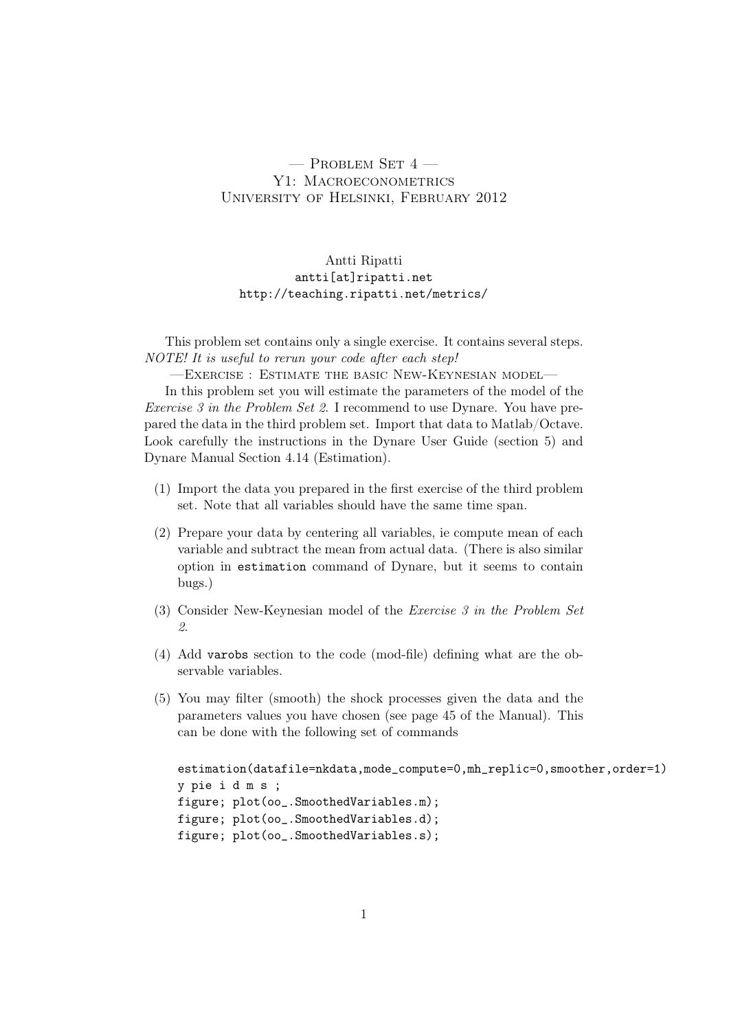# — Problem Set 4 —
# Y1: Macroeconometrics
# University of Helsinki, February 2012

Antti Ripatti
antti[at]ripatti.net
http://teaching.ripatti.net/metrics/

This problem set contains only a single exercise. It contains several steps. *NOTE! It is useful to rerun your code after each step!*

## —Exercise : Estimate the basic New-Keynesian model—

In this problem set you will estimate the parameters of the model of the *Exercise 3 in the Problem Set 2*. I recommend to use Dynare. You have prepared the data in the third problem set. Import that data to Matlab/Octave. Look carefully the instructions in the Dynare User Guide (section 5) and Dynare Manual Section 4.14 (Estimation).

(1) Import the data you prepared in the first exercise of the third problem set. Note that all variables should have the same time span.

(2) Prepare your data by centering all variables, ie compute mean of each variable and subtract the mean from actual data. (There is also similar option in `estimation` command of Dynare, but it seems to contain bugs.)

(3) Consider New-Keynesian model of the *Exercise 3 in the Problem Set 2*.

(4) Add `varobs` section to the code (mod-file) defining what are the observable variables.

(5) You may filter (smooth) the shock processes given the data and the parameters values you have chosen (see page 45 of the Manual). This can be done with the following set of commands

```
estimation(datafile=nkdata,mode_compute=0,mh_replic=0,smoother,order=1)
y pie i d m s ;
figure; plot(oo_.SmoothedVariables.m);
figure; plot(oo_.SmoothedVariables.d);
figure; plot(oo_.SmoothedVariables.s);
```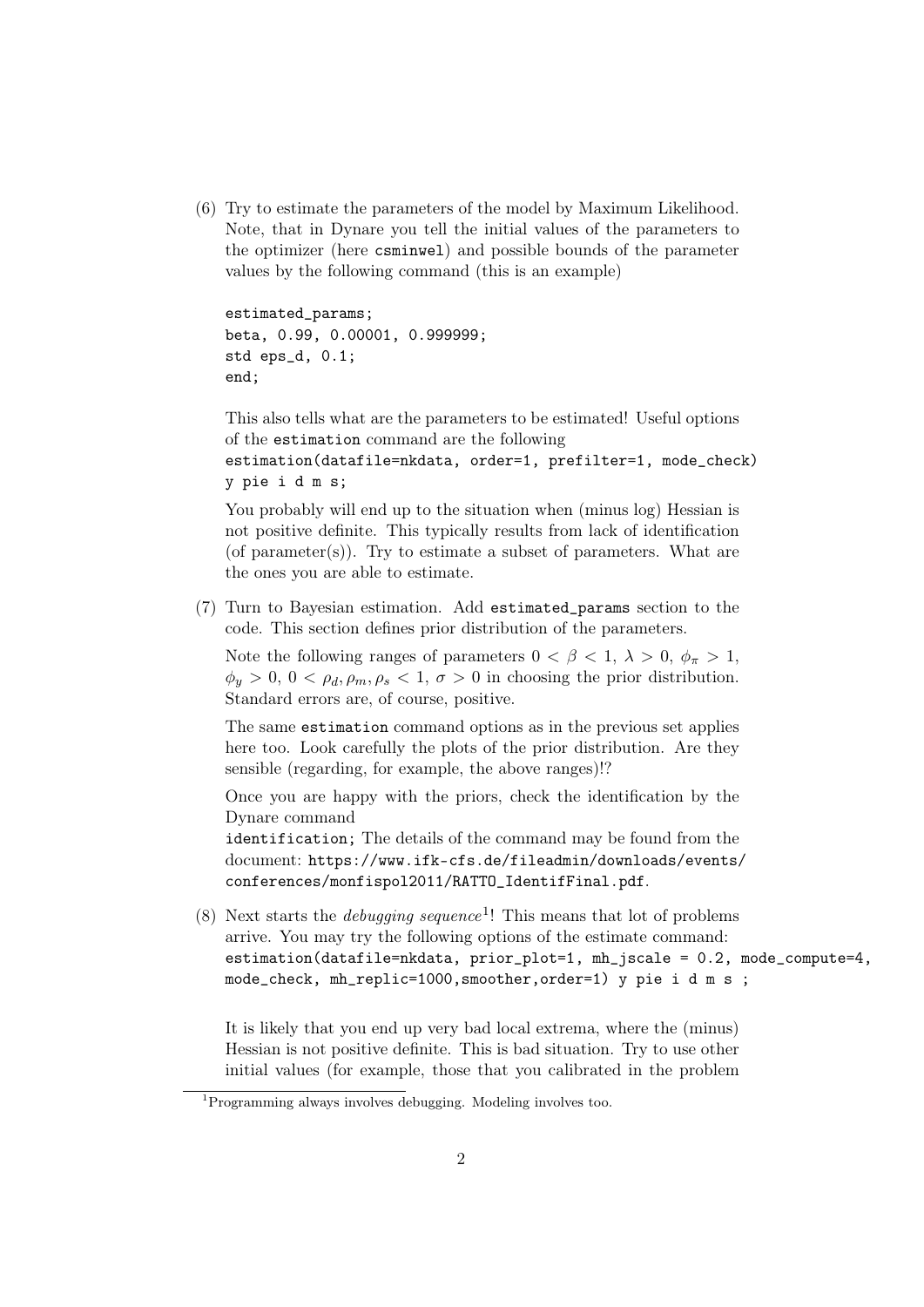(6) Try to estimate the parameters of the model by Maximum Likelihood. Note, that in Dynare you tell the initial values of the parameters to the optimizer (here `csminwel`) and possible bounds of the parameter values by the following command (this is an example)

```
estimated_params;
beta, 0.99, 0.00001, 0.999999;
std eps_d, 0.1;
end;
```

This also tells what are the parameters to be estimated! Useful options of the `estimation` command are the following
`estimation(datafile=nkdata, order=1, prefilter=1, mode_check) y pie i d m s;`

You probably will end up to the situation when (minus log) Hessian is not positive definite. This typically results from lack of identification (of parameter(s)). Try to estimate a subset of parameters. What are the ones you are able to estimate.

(7) Turn to Bayesian estimation. Add `estimated_params` section to the code. This section defines prior distribution of the parameters.

Note the following ranges of parameters $0 < \beta < 1$, $\lambda > 0$, $\phi_\pi > 1$, $\phi_y > 0$, $0 < \rho_d, \rho_m, \rho_s < 1$, $\sigma > 0$ in choosing the prior distribution. Standard errors are, of course, positive.

The same `estimation` command options as in the previous set applies here too. Look carefully the plots of the prior distribution. Are they sensible (regarding, for example, the above ranges)!?

Once you are happy with the priors, check the identification by the Dynare command
`identification;` The details of the command may be found from the document: `https://www.ifk-cfs.de/fileadmin/downloads/events/conferences/monfispol2011/RATTO_IdentifFinal.pdf`.

(8) Next starts the *debugging sequence*[1]! This means that lot of problems arrive. You may try the following options of the estimate command:
`estimation(datafile=nkdata, prior_plot=1, mh_jscale = 0.2, mode_compute=4, mode_check, mh_replic=1000,smoother,order=1) y pie i d m s ;`

It is likely that you end up very bad local extrema, where the (minus) Hessian is not positive definite. This is bad situation. Try to use other initial values (for example, those that you calibrated in the problem

[1] Programming always involves debugging. Modeling involves too.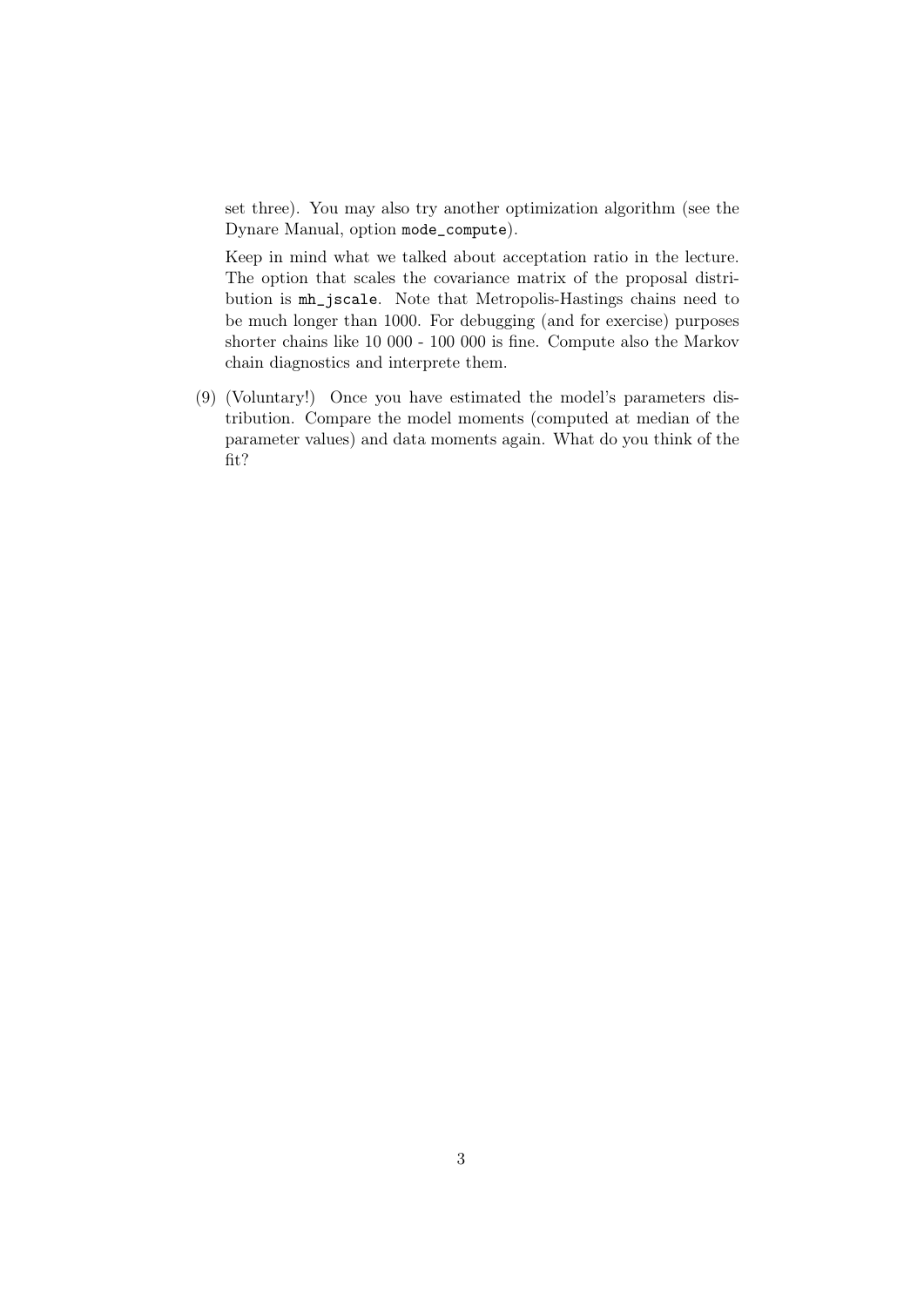set three). You may also try another optimization algorithm (see the Dynare Manual, option `mode_compute`).

Keep in mind what we talked about acceptation ratio in the lecture. The option that scales the covariance matrix of the proposal distribution is `mh_jscale`. Note that Metropolis-Hastings chains need to be much longer than 1000. For debugging (and for exercise) purposes shorter chains like 10 000 - 100 000 is fine. Compute also the Markov chain diagnostics and interprete them.

(9) (Voluntary!) Once you have estimated the model's parameters distribution. Compare the model moments (computed at median of the parameter values) and data moments again. What do you think of the fit?